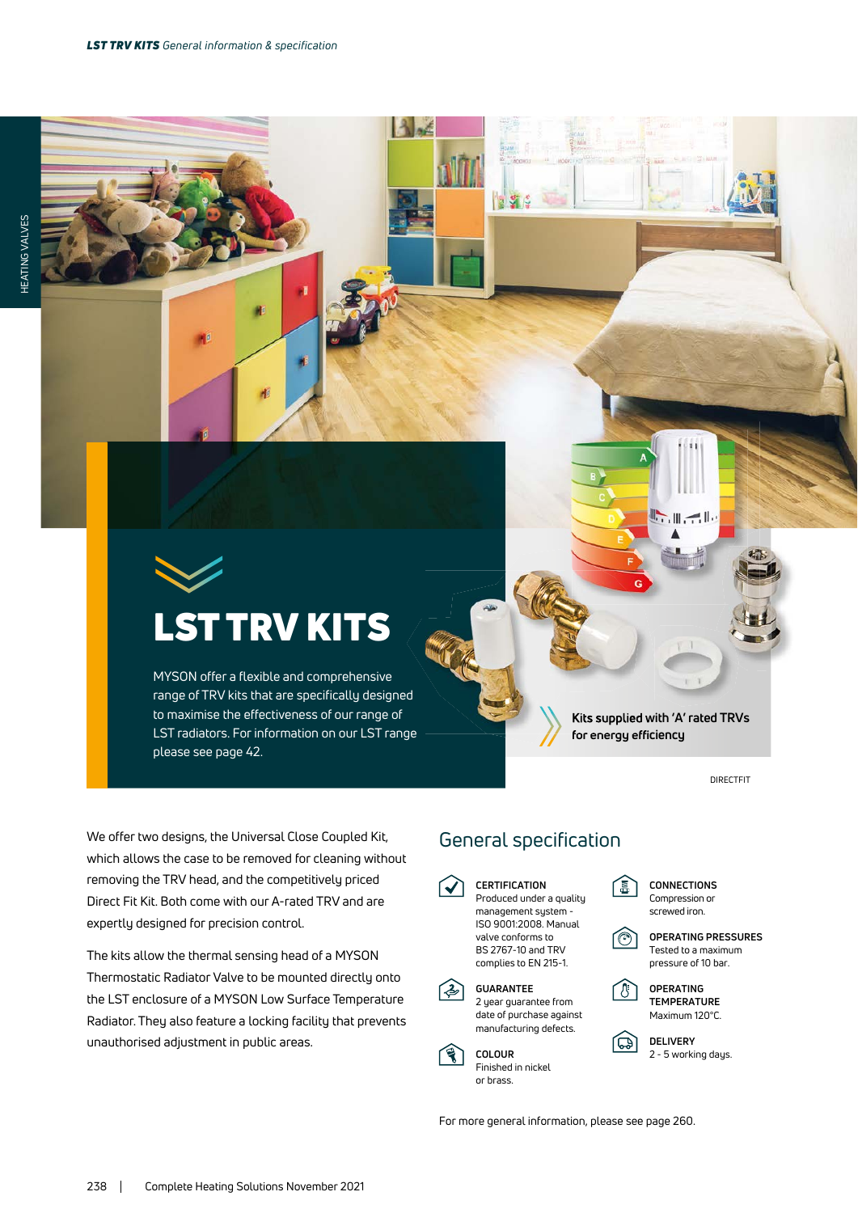# LST TRV KITS

MYSON offer a flexible and comprehensive range of TRV kits that are specifically designed to maximise the effectiveness of our range of LST radiators. For information on our LST range please see page 42.

Kits supplied with 'A' rated TRVs for energy efficiency

DIRECTFIT

We offer two designs, the Universal Close Coupled Kit, which allows the case to be removed for cleaning without removing the TRV head, and the competitively priced Direct Fit Kit. Both come with our A-rated TRV and are expertly designed for precision control.

The kits allow the thermal sensing head of a MYSON Thermostatic Radiator Valve to be mounted directly onto the LST enclosure of a MYSON Low Surface Temperature Radiator. They also feature a locking facility that prevents unauthorised adjustment in public areas.

## General specification

**CERTIFICATION**
Produced under a quality management system - ISO 9001:2008. Manual valve conforms to BS 2767-10 and TRV complies to EN 215-1.

**GUARANTEE**
2 year guarantee from date of purchase against manufacturing defects.

**COLOUR**
Finished in nickel or brass.

**CONNECTIONS**
Compression or screwed iron.

**OPERATING PRESSURES**
Tested to a maximum pressure of 10 bar.

**OPERATING TEMPERATURE**
Maximum 120°C.

**DELIVERY**
2 - 5 working days.

For more general information, please see page 260.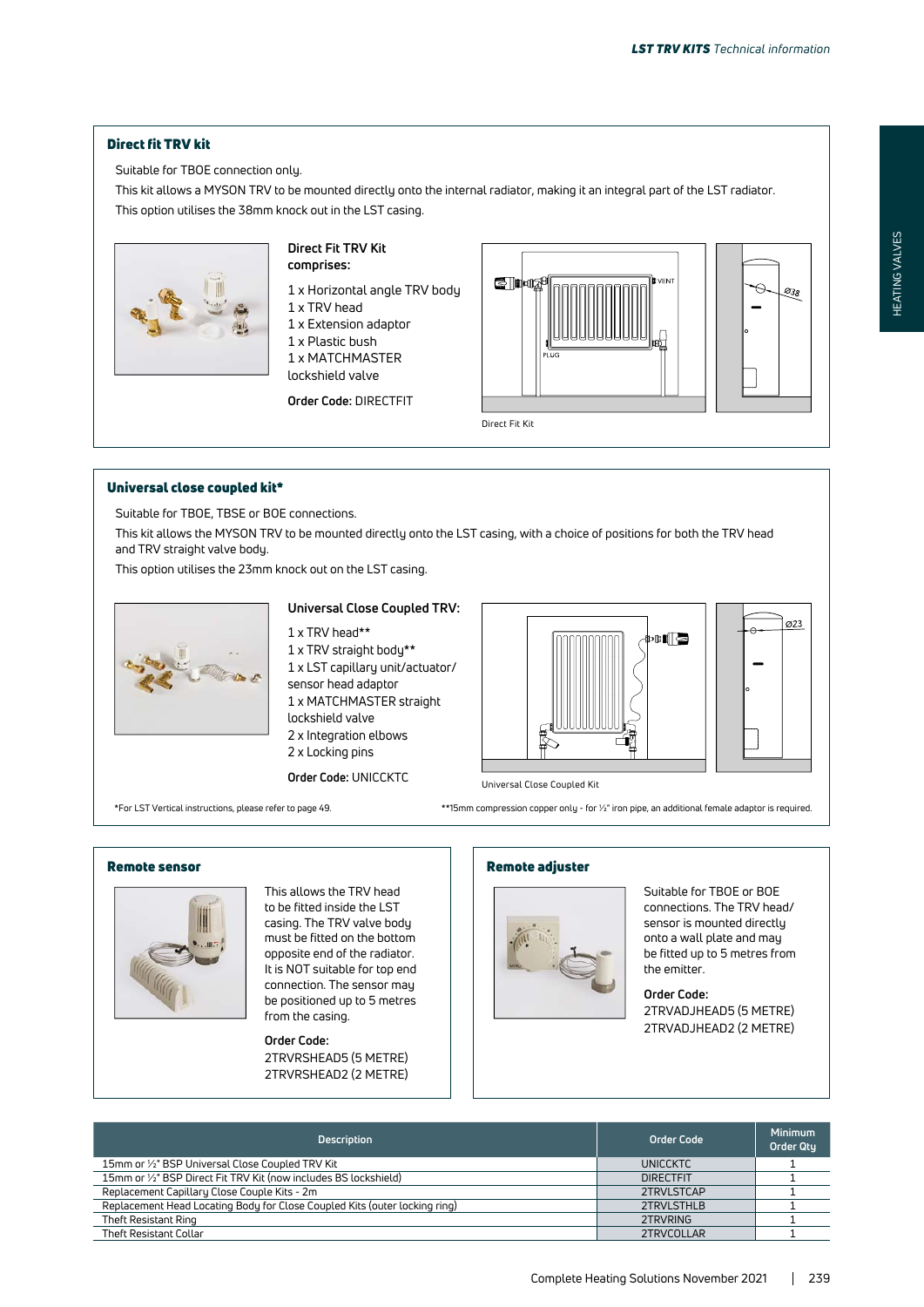## Direct fit TRV kit

Suitable for TBOE connection only.

This kit allows a MYSON TRV to be mounted directly onto the internal radiator, making it an integral part of the LST radiator.

This option utilises the 38mm knock out in the LST casing.

**Direct Fit TRV Kit comprises:**

1 x Horizontal angle TRV body
1 x TRV head
1 x Extension adaptor
1 x Plastic bush
1 x MATCHMASTER lockshield valve

**Order Code:** DIRECTFIT

VENT

PLUG

Ø38

Direct Fit Kit

## Universal close coupled kit*

Suitable for TBOE, TBSE or BOE connections.

This kit allows the MYSON TRV to be mounted directly onto the LST casing, with a choice of positions for both the TRV head and TRV straight valve body.

This option utilises the 23mm knock out on the LST casing.

**Universal Close Coupled TRV:**

1 x TRV head**
1 x TRV straight body**
1 x LST capillary unit/actuator/ sensor head adaptor
1 x MATCHMASTER straight lockshield valve
2 x Integration elbows
2 x Locking pins

**Order Code:** UNICCKTC

Ø23

Universal Close Coupled Kit

*For LST Vertical instructions, please refer to page 49.

**15mm compression copper only - for ½" iron pipe, an additional female adaptor is required.

## Remote sensor

This allows the TRV head to be fitted inside the LST casing. The TRV valve body must be fitted on the bottom opposite end of the radiator. It is NOT suitable for top end connection. The sensor may be positioned up to 5 metres from the casing.

**Order Code:**
2TRVRSHEAD5 (5 METRE)
2TRVRSHEAD2 (2 METRE)

## Remote adjuster

Suitable for TBOE or BOE connections. The TRV head/ sensor is mounted directly onto a wall plate and may be fitted up to 5 metres from the emitter.

**Order Code:**
2TRVADJHEAD5 (5 METRE)
2TRVADJHEAD2 (2 METRE)

| Description | Order Code | Minimum Order Qty |
|---|---|---|
| 15mm or ½" BSP Universal Close Coupled TRV Kit | UNICCKTC | 1 |
| 15mm or ½" BSP Direct Fit TRV Kit (now includes BS lockshield) | DIRECTFIT | 1 |
| Replacement Capillary Close Couple Kits - 2m | 2TRVLSTCAP | 1 |
| Replacement Head Locating Body for Close Coupled Kits (outer locking ring) | 2TRVLSTHLB | 1 |
| Theft Resistant Ring | 2TRVRING | 1 |
| Theft Resistant Collar | 2TRVCOLLAR | 1 |